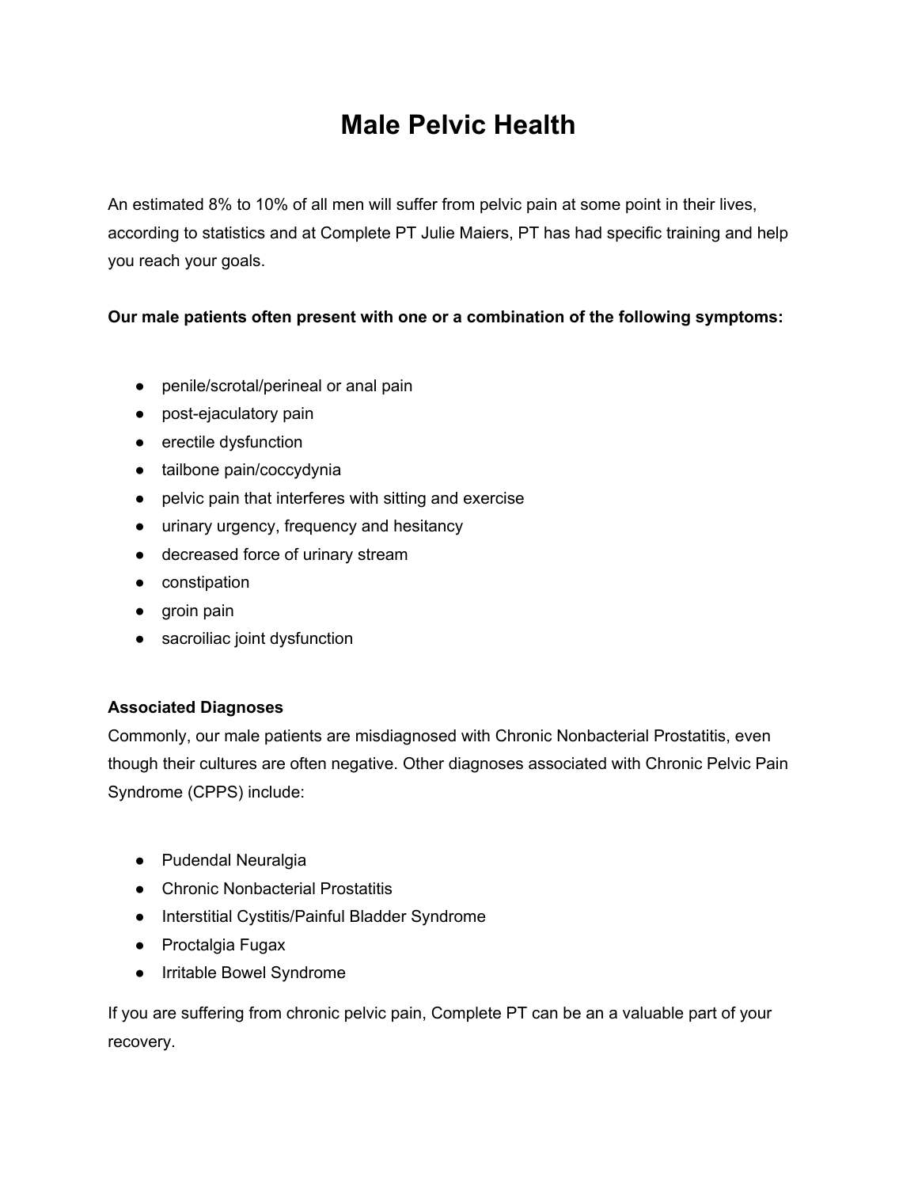# Male Pelvic Health

An estimated 8% to 10% of all men will suffer from pelvic pain at some point in their lives, according to statistics and at Complete PT Julie Maiers, PT has had specific training and help you reach your goals.

**Our male patients often present with one or a combination of the following symptoms:**

- penile/scrotal/perineal or anal pain
- post-ejaculatory pain
- erectile dysfunction
- tailbone pain/coccydynia
- pelvic pain that interferes with sitting and exercise
- urinary urgency, frequency and hesitancy
- decreased force of urinary stream
- constipation
- groin pain
- sacroiliac joint dysfunction

**Associated Diagnoses**

Commonly, our male patients are misdiagnosed with Chronic Nonbacterial Prostatitis, even though their cultures are often negative. Other diagnoses associated with Chronic Pelvic Pain Syndrome (CPPS) include:

- Pudendal Neuralgia
- Chronic Nonbacterial Prostatitis
- Interstitial Cystitis/Painful Bladder Syndrome
- Proctalgia Fugax
- Irritable Bowel Syndrome

If you are suffering from chronic pelvic pain, Complete PT can be an a valuable part of your recovery.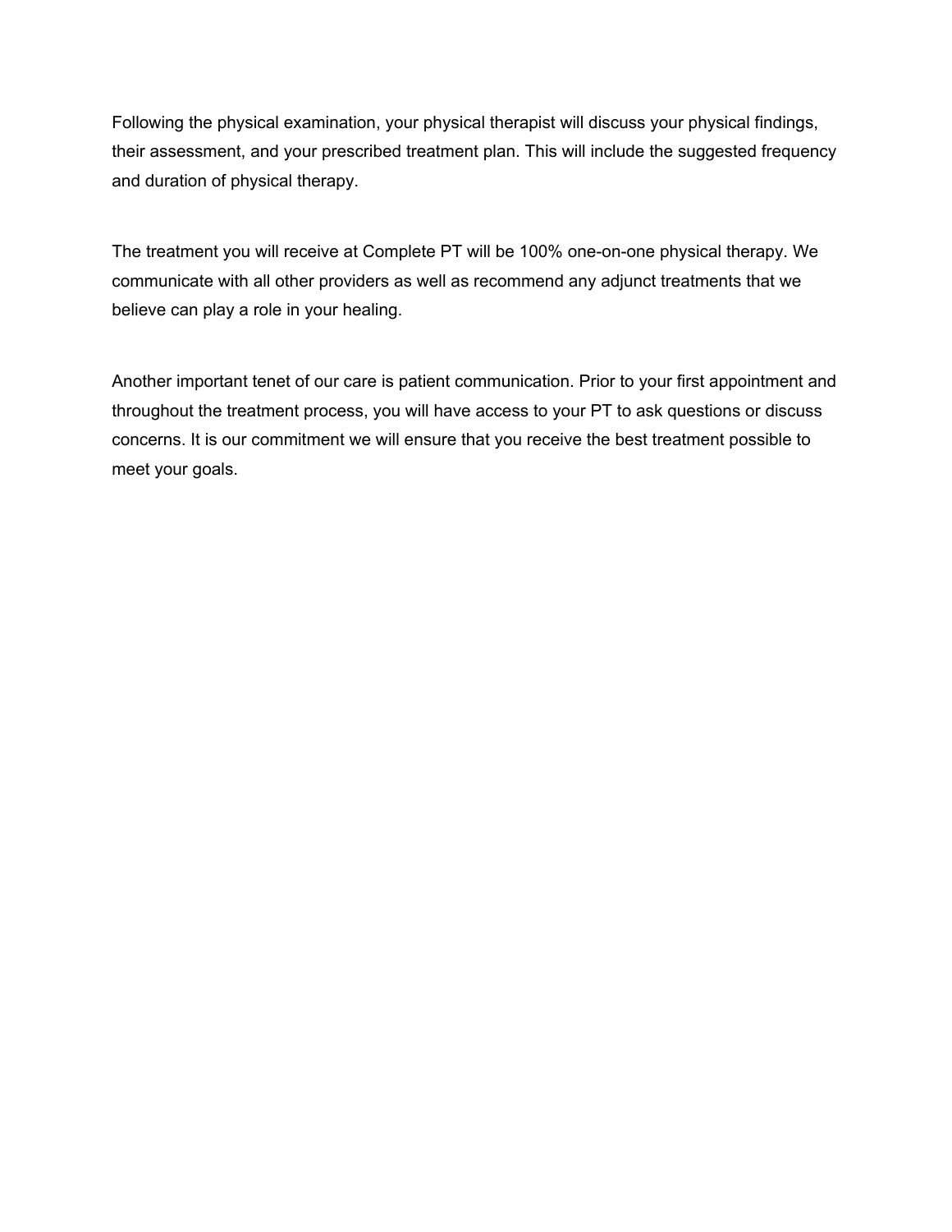Following the physical examination, your physical therapist will discuss your physical findings, their assessment, and your prescribed treatment plan. This will include the suggested frequency and duration of physical therapy.

The treatment you will receive at Complete PT will be 100% one-on-one physical therapy. We communicate with all other providers as well as recommend any adjunct treatments that we believe can play a role in your healing.

Another important tenet of our care is patient communication. Prior to your first appointment and throughout the treatment process, you will have access to your PT to ask questions or discuss concerns. It is our commitment we will ensure that you receive the best treatment possible to meet your goals.